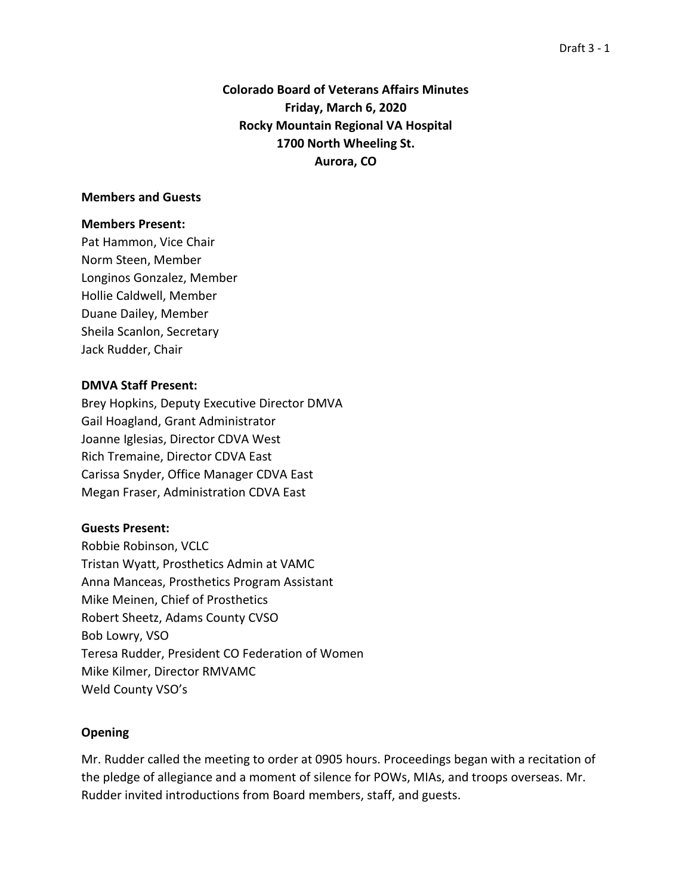# Colorado Board of Veterans Affairs Minutes
## Friday, March 6, 2020
## Rocky Mountain Regional VA Hospital
## 1700 North Wheeling St.
## Aurora, CO

### Members and Guests

**Members Present:**
Pat Hammon, Vice Chair
Norm Steen, Member
Longinos Gonzalez, Member
Hollie Caldwell, Member
Duane Dailey, Member
Sheila Scanlon, Secretary
Jack Rudder, Chair

**DMVA Staff Present:**
Brey Hopkins, Deputy Executive Director DMVA
Gail Hoagland, Grant Administrator
Joanne Iglesias, Director CDVA West
Rich Tremaine, Director CDVA East
Carissa Snyder, Office Manager CDVA East
Megan Fraser, Administration CDVA East

**Guests Present:**
Robbie Robinson, VCLC
Tristan Wyatt, Prosthetics Admin at VAMC
Anna Manceas, Prosthetics Program Assistant
Mike Meinen, Chief of Prosthetics
Robert Sheetz, Adams County CVSO
Bob Lowry, VSO
Teresa Rudder, President CO Federation of Women
Mike Kilmer, Director RMVAMC
Weld County VSO's

### Opening

Mr. Rudder called the meeting to order at 0905 hours. Proceedings began with a recitation of the pledge of allegiance and a moment of silence for POWs, MIAs, and troops overseas. Mr. Rudder invited introductions from Board members, staff, and guests.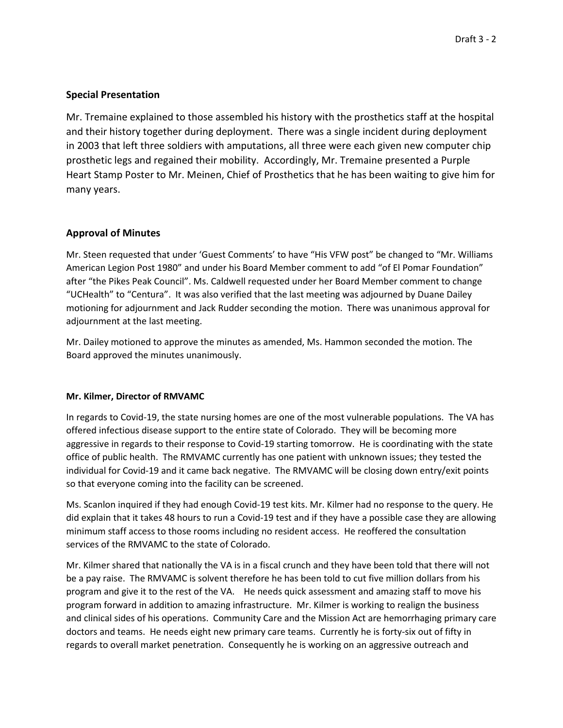### Special Presentation

Mr. Tremaine explained to those assembled his history with the prosthetics staff at the hospital and their history together during deployment. There was a single incident during deployment in 2003 that left three soldiers with amputations, all three were each given new computer chip prosthetic legs and regained their mobility. Accordingly, Mr. Tremaine presented a Purple Heart Stamp Poster to Mr. Meinen, Chief of Prosthetics that he has been waiting to give him for many years.

### Approval of Minutes

Mr. Steen requested that under 'Guest Comments' to have "His VFW post" be changed to "Mr. Williams American Legion Post 1980" and under his Board Member comment to add "of El Pomar Foundation" after "the Pikes Peak Council". Ms. Caldwell requested under her Board Member comment to change "UCHealth" to "Centura". It was also verified that the last meeting was adjourned by Duane Dailey motioning for adjournment and Jack Rudder seconding the motion. There was unanimous approval for adjournment at the last meeting.

Mr. Dailey motioned to approve the minutes as amended, Ms. Hammon seconded the motion. The Board approved the minutes unanimously.

#### Mr. Kilmer, Director of RMVAMC

In regards to Covid-19, the state nursing homes are one of the most vulnerable populations. The VA has offered infectious disease support to the entire state of Colorado. They will be becoming more aggressive in regards to their response to Covid-19 starting tomorrow. He is coordinating with the state office of public health. The RMVAMC currently has one patient with unknown issues; they tested the individual for Covid-19 and it came back negative. The RMVAMC will be closing down entry/exit points so that everyone coming into the facility can be screened.

Ms. Scanlon inquired if they had enough Covid-19 test kits. Mr. Kilmer had no response to the query. He did explain that it takes 48 hours to run a Covid-19 test and if they have a possible case they are allowing minimum staff access to those rooms including no resident access. He reoffered the consultation services of the RMVAMC to the state of Colorado.

Mr. Kilmer shared that nationally the VA is in a fiscal crunch and they have been told that there will not be a pay raise. The RMVAMC is solvent therefore he has been told to cut five million dollars from his program and give it to the rest of the VA. He needs quick assessment and amazing staff to move his program forward in addition to amazing infrastructure. Mr. Kilmer is working to realign the business and clinical sides of his operations. Community Care and the Mission Act are hemorrhaging primary care doctors and teams. He needs eight new primary care teams. Currently he is forty-six out of fifty in regards to overall market penetration. Consequently he is working on an aggressive outreach and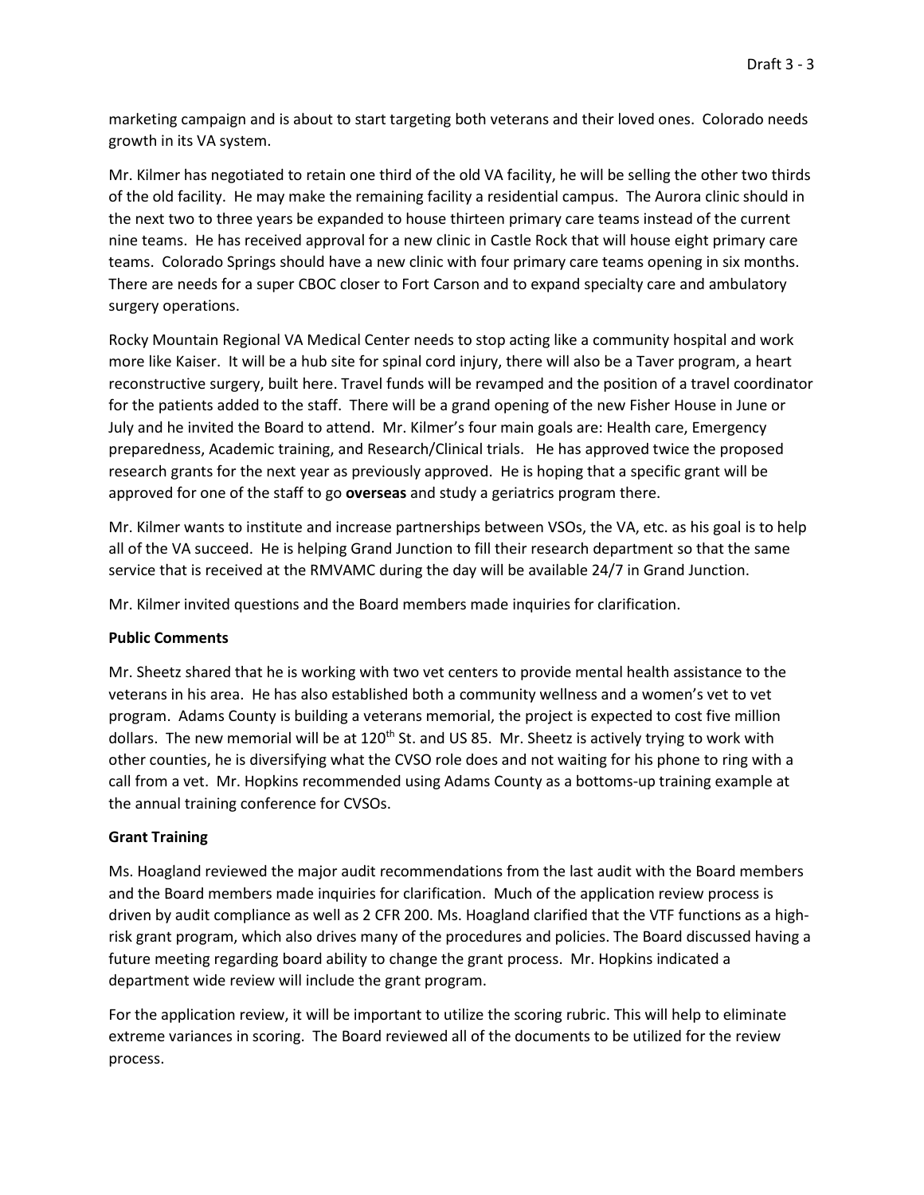marketing campaign and is about to start targeting both veterans and their loved ones. Colorado needs growth in its VA system.

Mr. Kilmer has negotiated to retain one third of the old VA facility, he will be selling the other two thirds of the old facility. He may make the remaining facility a residential campus. The Aurora clinic should in the next two to three years be expanded to house thirteen primary care teams instead of the current nine teams. He has received approval for a new clinic in Castle Rock that will house eight primary care teams. Colorado Springs should have a new clinic with four primary care teams opening in six months. There are needs for a super CBOC closer to Fort Carson and to expand specialty care and ambulatory surgery operations.

Rocky Mountain Regional VA Medical Center needs to stop acting like a community hospital and work more like Kaiser. It will be a hub site for spinal cord injury, there will also be a Taver program, a heart reconstructive surgery, built here. Travel funds will be revamped and the position of a travel coordinator for the patients added to the staff. There will be a grand opening of the new Fisher House in June or July and he invited the Board to attend. Mr. Kilmer's four main goals are: Health care, Emergency preparedness, Academic training, and Research/Clinical trials. He has approved twice the proposed research grants for the next year as previously approved. He is hoping that a specific grant will be approved for one of the staff to go **overseas** and study a geriatrics program there.

Mr. Kilmer wants to institute and increase partnerships between VSOs, the VA, etc. as his goal is to help all of the VA succeed. He is helping Grand Junction to fill their research department so that the same service that is received at the RMVAMC during the day will be available 24/7 in Grand Junction.

Mr. Kilmer invited questions and the Board members made inquiries for clarification.

**Public Comments**

Mr. Sheetz shared that he is working with two vet centers to provide mental health assistance to the veterans in his area. He has also established both a community wellness and a women's vet to vet program. Adams County is building a veterans memorial, the project is expected to cost five million dollars. The new memorial will be at 120th St. and US 85. Mr. Sheetz is actively trying to work with other counties, he is diversifying what the CVSO role does and not waiting for his phone to ring with a call from a vet. Mr. Hopkins recommended using Adams County as a bottoms-up training example at the annual training conference for CVSOs.

**Grant Training**

Ms. Hoagland reviewed the major audit recommendations from the last audit with the Board members and the Board members made inquiries for clarification. Much of the application review process is driven by audit compliance as well as 2 CFR 200. Ms. Hoagland clarified that the VTF functions as a high-risk grant program, which also drives many of the procedures and policies. The Board discussed having a future meeting regarding board ability to change the grant process. Mr. Hopkins indicated a department wide review will include the grant program.

For the application review, it will be important to utilize the scoring rubric. This will help to eliminate extreme variances in scoring. The Board reviewed all of the documents to be utilized for the review process.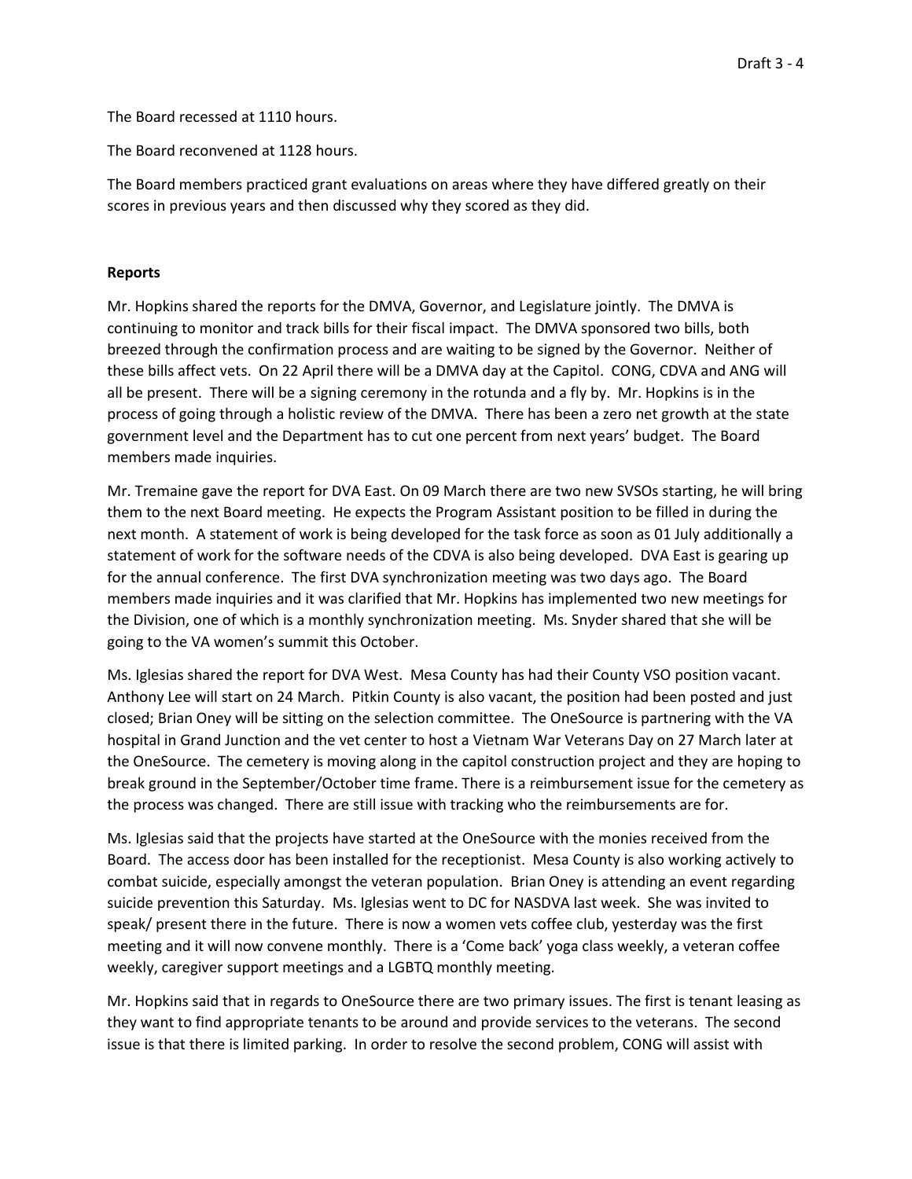The Board recessed at 1110 hours.

The Board reconvened at 1128 hours.

The Board members practiced grant evaluations on areas where they have differed greatly on their scores in previous years and then discussed why they scored as they did.

**Reports**

Mr. Hopkins shared the reports for the DMVA, Governor, and Legislature jointly. The DMVA is continuing to monitor and track bills for their fiscal impact. The DMVA sponsored two bills, both breezed through the confirmation process and are waiting to be signed by the Governor. Neither of these bills affect vets. On 22 April there will be a DMVA day at the Capitol. CONG, CDVA and ANG will all be present. There will be a signing ceremony in the rotunda and a fly by. Mr. Hopkins is in the process of going through a holistic review of the DMVA. There has been a zero net growth at the state government level and the Department has to cut one percent from next years' budget. The Board members made inquiries.

Mr. Tremaine gave the report for DVA East. On 09 March there are two new SVSOs starting, he will bring them to the next Board meeting. He expects the Program Assistant position to be filled in during the next month. A statement of work is being developed for the task force as soon as 01 July additionally a statement of work for the software needs of the CDVA is also being developed. DVA East is gearing up for the annual conference. The first DVA synchronization meeting was two days ago. The Board members made inquiries and it was clarified that Mr. Hopkins has implemented two new meetings for the Division, one of which is a monthly synchronization meeting. Ms. Snyder shared that she will be going to the VA women's summit this October.

Ms. Iglesias shared the report for DVA West. Mesa County has had their County VSO position vacant. Anthony Lee will start on 24 March. Pitkin County is also vacant, the position had been posted and just closed; Brian Oney will be sitting on the selection committee. The OneSource is partnering with the VA hospital in Grand Junction and the vet center to host a Vietnam War Veterans Day on 27 March later at the OneSource. The cemetery is moving along in the capitol construction project and they are hoping to break ground in the September/October time frame. There is a reimbursement issue for the cemetery as the process was changed. There are still issue with tracking who the reimbursements are for.

Ms. Iglesias said that the projects have started at the OneSource with the monies received from the Board. The access door has been installed for the receptionist. Mesa County is also working actively to combat suicide, especially amongst the veteran population. Brian Oney is attending an event regarding suicide prevention this Saturday. Ms. Iglesias went to DC for NASDVA last week. She was invited to speak/ present there in the future. There is now a women vets coffee club, yesterday was the first meeting and it will now convene monthly. There is a 'Come back' yoga class weekly, a veteran coffee weekly, caregiver support meetings and a LGBTQ monthly meeting.

Mr. Hopkins said that in regards to OneSource there are two primary issues. The first is tenant leasing as they want to find appropriate tenants to be around and provide services to the veterans. The second issue is that there is limited parking. In order to resolve the second problem, CONG will assist with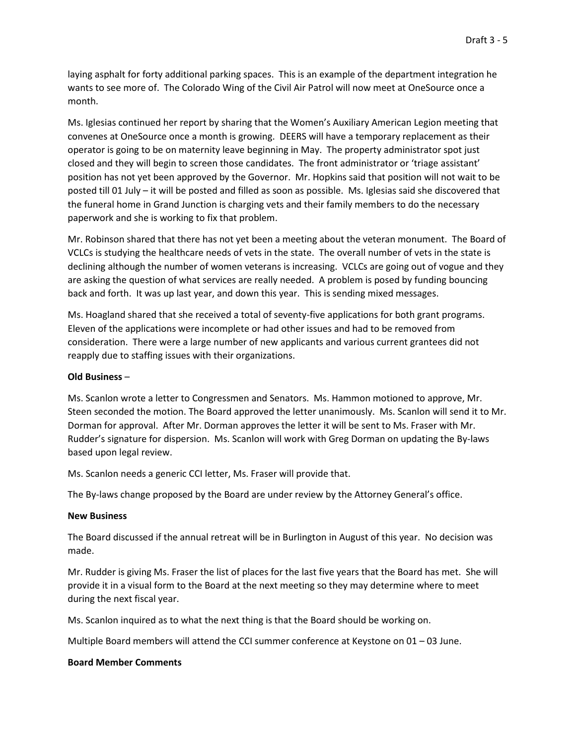laying asphalt for forty additional parking spaces. This is an example of the department integration he wants to see more of. The Colorado Wing of the Civil Air Patrol will now meet at OneSource once a month.

Ms. Iglesias continued her report by sharing that the Women's Auxiliary American Legion meeting that convenes at OneSource once a month is growing. DEERS will have a temporary replacement as their operator is going to be on maternity leave beginning in May. The property administrator spot just closed and they will begin to screen those candidates. The front administrator or 'triage assistant' position has not yet been approved by the Governor. Mr. Hopkins said that position will not wait to be posted till 01 July – it will be posted and filled as soon as possible. Ms. Iglesias said she discovered that the funeral home in Grand Junction is charging vets and their family members to do the necessary paperwork and she is working to fix that problem.

Mr. Robinson shared that there has not yet been a meeting about the veteran monument. The Board of VCLCs is studying the healthcare needs of vets in the state. The overall number of vets in the state is declining although the number of women veterans is increasing. VCLCs are going out of vogue and they are asking the question of what services are really needed. A problem is posed by funding bouncing back and forth. It was up last year, and down this year. This is sending mixed messages.

Ms. Hoagland shared that she received a total of seventy-five applications for both grant programs. Eleven of the applications were incomplete or had other issues and had to be removed from consideration. There were a large number of new applicants and various current grantees did not reapply due to staffing issues with their organizations.

**Old Business** –

Ms. Scanlon wrote a letter to Congressmen and Senators. Ms. Hammon motioned to approve, Mr. Steen seconded the motion. The Board approved the letter unanimously. Ms. Scanlon will send it to Mr. Dorman for approval. After Mr. Dorman approves the letter it will be sent to Ms. Fraser with Mr. Rudder's signature for dispersion. Ms. Scanlon will work with Greg Dorman on updating the By-laws based upon legal review.

Ms. Scanlon needs a generic CCI letter, Ms. Fraser will provide that.

The By-laws change proposed by the Board are under review by the Attorney General's office.

**New Business**

The Board discussed if the annual retreat will be in Burlington in August of this year. No decision was made.

Mr. Rudder is giving Ms. Fraser the list of places for the last five years that the Board has met. She will provide it in a visual form to the Board at the next meeting so they may determine where to meet during the next fiscal year.

Ms. Scanlon inquired as to what the next thing is that the Board should be working on.

Multiple Board members will attend the CCI summer conference at Keystone on 01 – 03 June.

**Board Member Comments**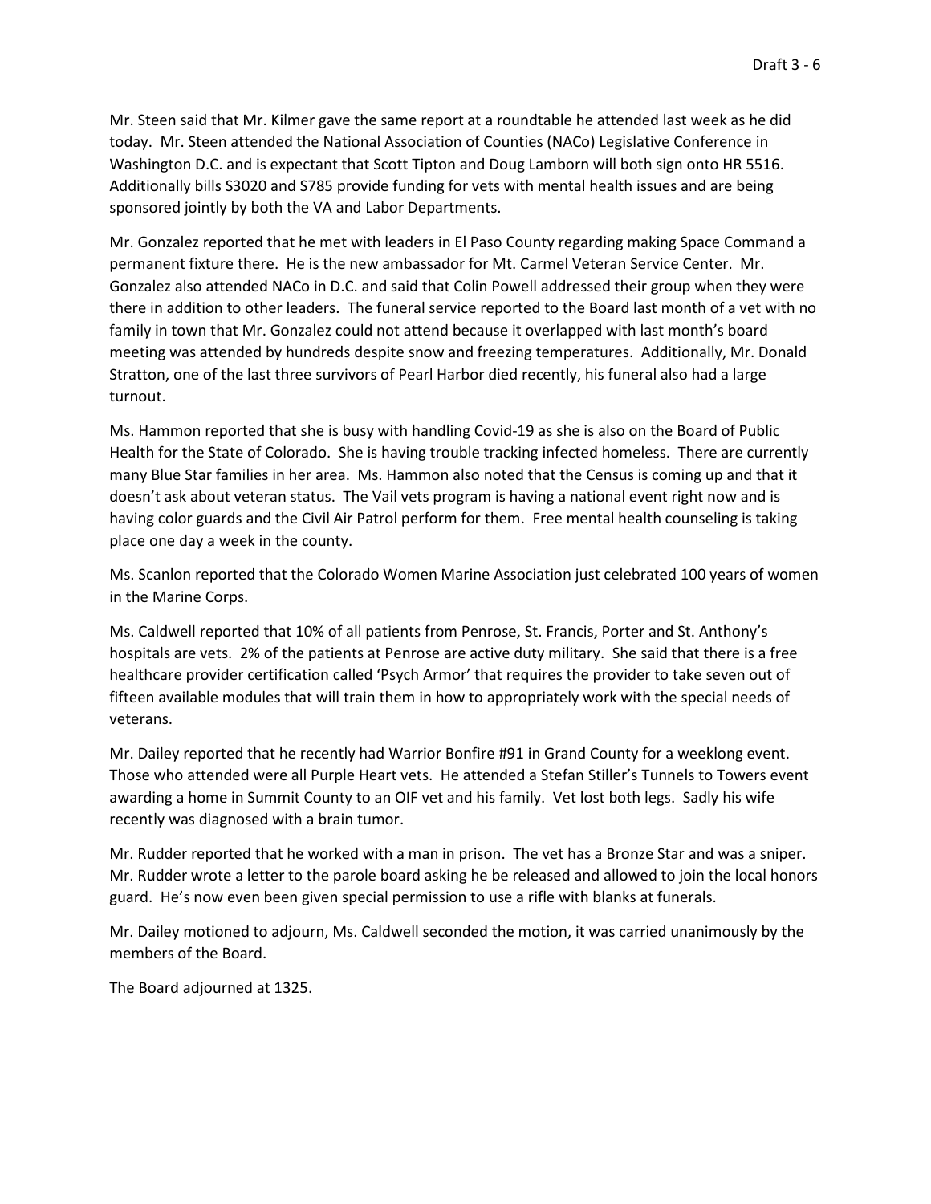Mr. Steen said that Mr. Kilmer gave the same report at a roundtable he attended last week as he did today. Mr. Steen attended the National Association of Counties (NACo) Legislative Conference in Washington D.C. and is expectant that Scott Tipton and Doug Lamborn will both sign onto HR 5516. Additionally bills S3020 and S785 provide funding for vets with mental health issues and are being sponsored jointly by both the VA and Labor Departments.

Mr. Gonzalez reported that he met with leaders in El Paso County regarding making Space Command a permanent fixture there. He is the new ambassador for Mt. Carmel Veteran Service Center. Mr. Gonzalez also attended NACo in D.C. and said that Colin Powell addressed their group when they were there in addition to other leaders. The funeral service reported to the Board last month of a vet with no family in town that Mr. Gonzalez could not attend because it overlapped with last month's board meeting was attended by hundreds despite snow and freezing temperatures. Additionally, Mr. Donald Stratton, one of the last three survivors of Pearl Harbor died recently, his funeral also had a large turnout.

Ms. Hammon reported that she is busy with handling Covid-19 as she is also on the Board of Public Health for the State of Colorado. She is having trouble tracking infected homeless. There are currently many Blue Star families in her area. Ms. Hammon also noted that the Census is coming up and that it doesn't ask about veteran status. The Vail vets program is having a national event right now and is having color guards and the Civil Air Patrol perform for them. Free mental health counseling is taking place one day a week in the county.

Ms. Scanlon reported that the Colorado Women Marine Association just celebrated 100 years of women in the Marine Corps.

Ms. Caldwell reported that 10% of all patients from Penrose, St. Francis, Porter and St. Anthony's hospitals are vets. 2% of the patients at Penrose are active duty military. She said that there is a free healthcare provider certification called 'Psych Armor' that requires the provider to take seven out of fifteen available modules that will train them in how to appropriately work with the special needs of veterans.

Mr. Dailey reported that he recently had Warrior Bonfire #91 in Grand County for a weeklong event. Those who attended were all Purple Heart vets. He attended a Stefan Stiller's Tunnels to Towers event awarding a home in Summit County to an OIF vet and his family. Vet lost both legs. Sadly his wife recently was diagnosed with a brain tumor.

Mr. Rudder reported that he worked with a man in prison. The vet has a Bronze Star and was a sniper. Mr. Rudder wrote a letter to the parole board asking he be released and allowed to join the local honors guard. He's now even been given special permission to use a rifle with blanks at funerals.

Mr. Dailey motioned to adjourn, Ms. Caldwell seconded the motion, it was carried unanimously by the members of the Board.

The Board adjourned at 1325.